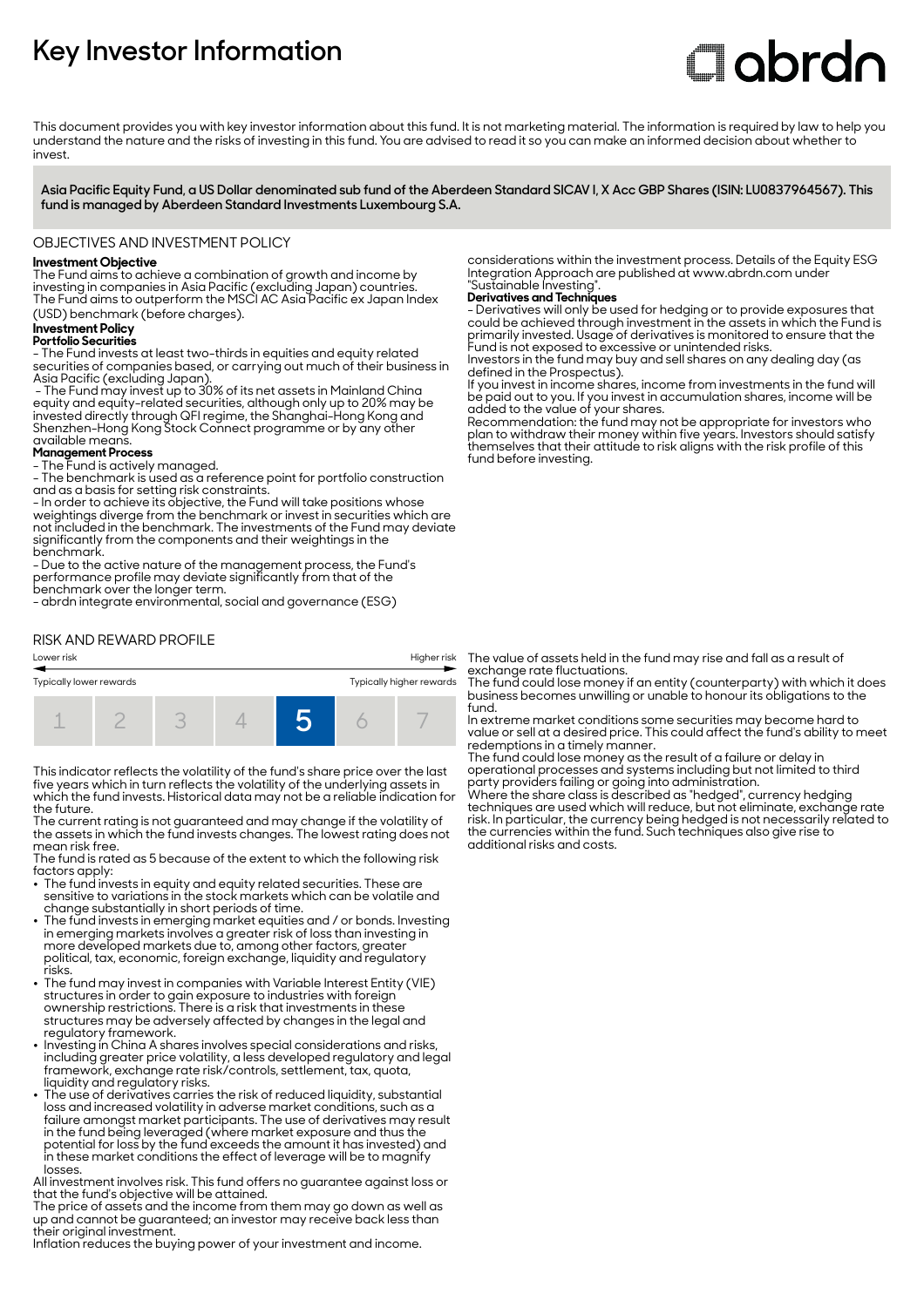# Key Investor Information

abrdn

This document provides you with key investor information about this fund. It is not marketing material. The information is required by law to help you understand the nature and the risks of investing in this fund. You are advised to read it so you can make an informed decision about whether to invest.

**Asia Pacific Equity Fund, a US Dollar denominated sub fund of the Aberdeen Standard SICAV I, X Acc GBP Shares (ISIN: LU0837964567). This fund is managed by Aberdeen Standard Investments Luxembourg S.A.**

## OBJECTIVES AND INVESTMENT POLICY

**Investment Objective**

The Fund aims to achieve a combination of growth and income by investing in companies in Asia Pacific (excluding Japan) countries. The Fund aims to outperform the MSCI AC Asia Pacific ex Japan Index (USD) benchmark (before charges).

**Investment Policy**

**Portfolio Securities**

- The Fund invests at least two-thirds in equities and equity related securities of companies based, or carrying out much of their business in Asia Pacific (excluding Japan).
- The Fund may invest up to 30% of its net assets in Mainland China equity and equity-related securities, although only up to 20% may be invested directly through QFI regime, the Shanghai-Hong Kong and Shenzhen-Hong Kong Stock Connect programme or by any other available means.

**Management Process**

- The Fund is actively managed.
- The benchmark is used as a reference point for portfolio construction and as a basis for setting risk constraints.
- In order to achieve its objective, the Fund will take positions whose weightings diverge from the benchmark or invest in securities which are not included in the benchmark. The investments of the Fund may deviate significantly from the components and their weightings in the benchmark.
- Due to the active nature of the management process, the Fund's performance profile may deviate significantly from that of the benchmark over the longer term.
- abrdn integrate environmental, social and governance (ESG) considerations within the investment process. Details of the Equity ESG Integration Approach are published at www.abrdn.com under "Sustainable Investing".

**Derivatives and Techniques**

- Derivatives will only be used for hedging or to provide exposures that could be achieved through investment in the assets in which the Fund is primarily invested. Usage of derivatives is monitored to ensure that the Fund is not exposed to excessive or unintended risks.

Investors in the fund may buy and sell shares on any dealing day (as defined in the Prospectus).

If you invest in income shares, income from investments in the fund will be paid out to you. If you invest in accumulation shares, income will be added to the value of your shares.

Recommendation: the fund may not be appropriate for investors who plan to withdraw their money within five years. Investors should satisfy themselves that their attitude to risk aligns with the risk profile of this fund before investing.

## RISK AND REWARD PROFILE

Lower risk — Higher risk

Typically lower rewards — Typically higher rewards

| 1 | 2 | 3 | 4 | **5** | 6 | 7 |
|---|---|---|---|---|---|---|

This indicator reflects the volatility of the fund's share price over the last five years which in turn reflects the volatility of the underlying assets in which the fund invests. Historical data may not be a reliable indication for the future.

The current rating is not guaranteed and may change if the volatility of the assets in which the fund invests changes. The lowest rating does not mean risk free.

The fund is rated as 5 because of the extent to which the following risk factors apply:

- The fund invests in equity and equity related securities. These are sensitive to variations in the stock markets which can be volatile and change substantially in short periods of time.
- The fund invests in emerging market equities and / or bonds. Investing in emerging markets involves a greater risk of loss than investing in more developed markets due to, among other factors, greater political, tax, economic, foreign exchange, liquidity and regulatory risks.
- The fund may invest in companies with Variable Interest Entity (VIE) structures in order to gain exposure to industries with foreign ownership restrictions. There is a risk that investments in these structures may be adversely affected by changes in the legal and regulatory framework.
- Investing in China A shares involves special considerations and risks, including greater price volatility, a less developed regulatory and legal framework, exchange rate risk/controls, settlement, tax, quota, liquidity and regulatory risks.
- The use of derivatives carries the risk of reduced liquidity, substantial loss and increased volatility in adverse market conditions, such as a failure amongst market participants. The use of derivatives may result in the fund being leveraged (where market exposure and thus the potential for loss by the fund exceeds the amount it has invested) and in these market conditions the effect of leverage will be to magnify losses.

All investment involves risk. This fund offers no guarantee against loss or that the fund's objective will be attained.

The price of assets and the income from them may go down as well as up and cannot be guaranteed; an investor may receive back less than their original investment.

Inflation reduces the buying power of your investment and income.

The value of assets held in the fund may rise and fall as a result of exchange rate fluctuations.

The fund could lose money if an entity (counterparty) with which it does business becomes unwilling or unable to honour its obligations to the fund.

In extreme market conditions some securities may become hard to value or sell at a desired price. This could affect the fund's ability to meet redemptions in a timely manner.

The fund could lose money as the result of a failure or delay in operational processes and systems including but not limited to third party providers failing or going into administration.

Where the share class is described as "hedged", currency hedging techniques are used which will reduce, but not eliminate, exchange rate risk. In particular, the currency being hedged is not necessarily related to the currencies within the fund. Such techniques also give rise to additional risks and costs.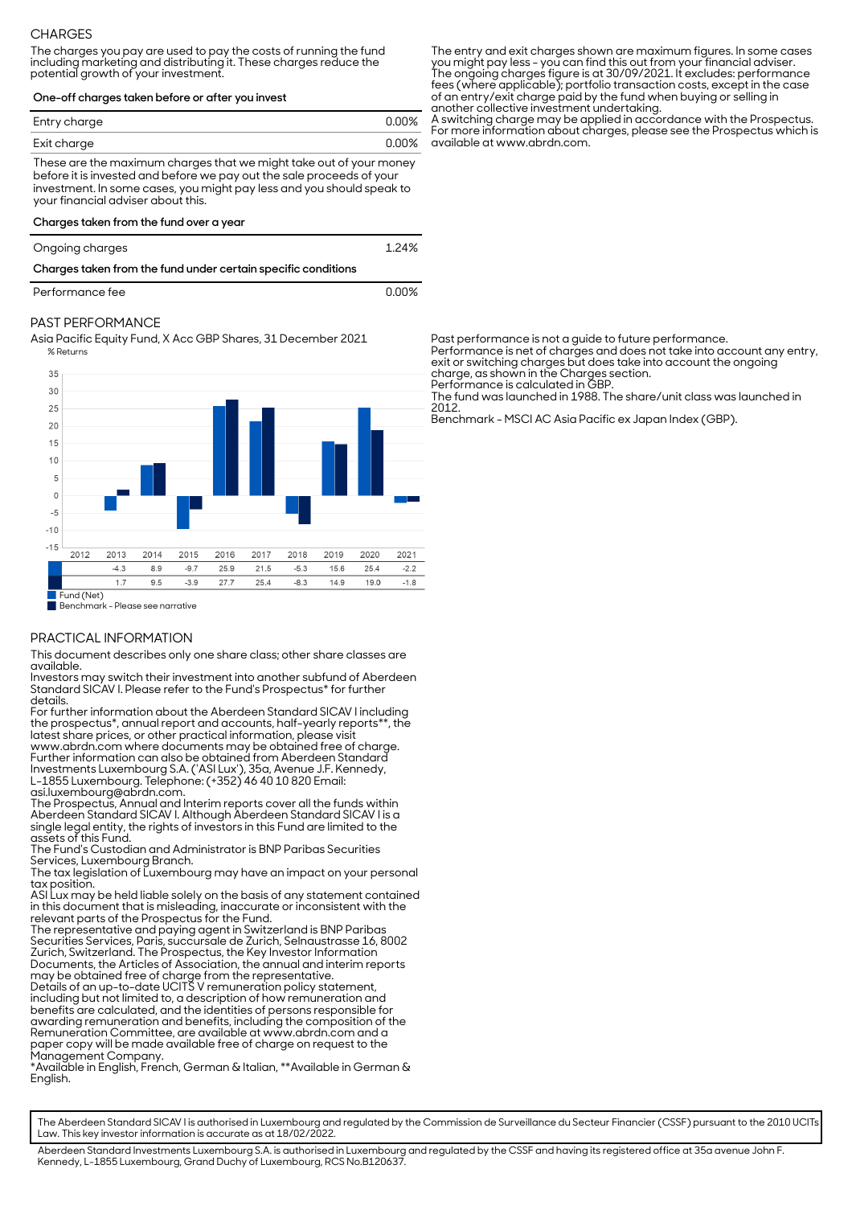## CHARGES

The charges you pay are used to pay the costs of running the fund including marketing and distributing it. These charges reduce the potential growth of your investment.

| One-off charges taken before or after you invest | |
|---|---|
| Entry charge | 0.00% |
| Exit charge | 0.00% |

These are the maximum charges that we might take out of your money before it is invested and before we pay out the sale proceeds of your investment. In some cases, you might pay less and you should speak to your financial adviser about this.

| Charges taken from the fund over a year | |
|---|---|
| Ongoing charges | 1.24% |
| **Charges taken from the fund under certain specific conditions** | |
| Performance fee | 0.00% |

The entry and exit charges shown are maximum figures. In some cases you might pay less - you can find this out from your financial adviser. The ongoing charges figure is at 30/09/2021. It excludes: performance fees (where applicable); portfolio transaction costs, except in the case of an entry/exit charge paid by the fund when buying or selling in another collective investment undertaking.
A switching charge may be applied in accordance with the Prospectus. For more information about charges, please see the Prospectus which is available at www.abrdn.com.

## PAST PERFORMANCE

Asia Pacific Equity Fund, X Acc GBP Shares, 31 December 2021

% Returns

35
30
25
20
15
10
5
0
-5
-10
-15

2012 2013 2014 2015 2016 2017 2018 2019 2020 2021

Fund (Net): -4.3 8.9 -9.7 25.9 21.5 -5.3 15.6 25.4 -2.2

Benchmark - Please see narrative: 1.7 9.5 -3.9 27.7 25.4 -8.3 14.9 19.0 -1.8

Past performance is not a guide to future performance.
Performance is net of charges and does not take into account any entry, exit or switching charges but does take into account the ongoing charge, as shown in the Charges section.
Performance is calculated in GBP.
The fund was launched in 1988. The share/unit class was launched in 2012.
Benchmark - MSCI AC Asia Pacific ex Japan Index (GBP).

## PRACTICAL INFORMATION

This document describes only one share class; other share classes are available.
Investors may switch their investment into another subfund of Aberdeen Standard SICAV I. Please refer to the Fund's Prospectus* for further details.
For further information about the Aberdeen Standard SICAV I including the prospectus*, annual report and accounts, half-yearly reports**, the latest share prices, or other practical information, please visit www.abrdn.com where documents may be obtained free of charge. Further information can also be obtained from Aberdeen Standard Investments Luxembourg S.A. ('ASI Lux'), 35a, Avenue J.F. Kennedy, L-1855 Luxembourg. Telephone: (+352) 46 40 10 820 Email: asi.luxembourg@abrdn.com.
The Prospectus, Annual and Interim reports cover all the funds within Aberdeen Standard SICAV I. Although Aberdeen Standard SICAV I is a single legal entity, the rights of investors in this Fund are limited to the assets of this Fund.
The Fund's Custodian and Administrator is BNP Paribas Securities Services, Luxembourg Branch.
The tax legislation of Luxembourg may have an impact on your personal tax position.
ASI Lux may be held liable solely on the basis of any statement contained in this document that is misleading, inaccurate or inconsistent with the relevant parts of the Prospectus for the Fund.
The representative and paying agent in Switzerland is BNP Paribas Securities Services, Paris, succursale de Zurich, Selnaustrasse 16, 8002 Zurich, Switzerland. The Prospectus, the Key Investor Information Documents, the Articles of Association, the annual and interim reports may be obtained free of charge from the representative.
Details of an up-to-date UCITS V remuneration policy statement, including but not limited to, a description of how remuneration and benefits are calculated, and the identities of persons responsible for awarding remuneration and benefits, including the composition of the Remuneration Committee, are available at www.abrdn.com and a paper copy will be made available free of charge on request to the Management Company.
*Available in English, French, German & Italian, **Available in German & English.

The Aberdeen Standard SICAV I is authorised in Luxembourg and regulated by the Commission de Surveillance du Secteur Financier (CSSF) pursuant to the 2010 UCITs Law. This key investor information is accurate as at 18/02/2022.

Aberdeen Standard Investments Luxembourg S.A. is authorised in Luxembourg and regulated by the CSSF and having its registered office at 35a avenue John F. Kennedy, L-1855 Luxembourg, Grand Duchy of Luxembourg, RCS No.B120637.